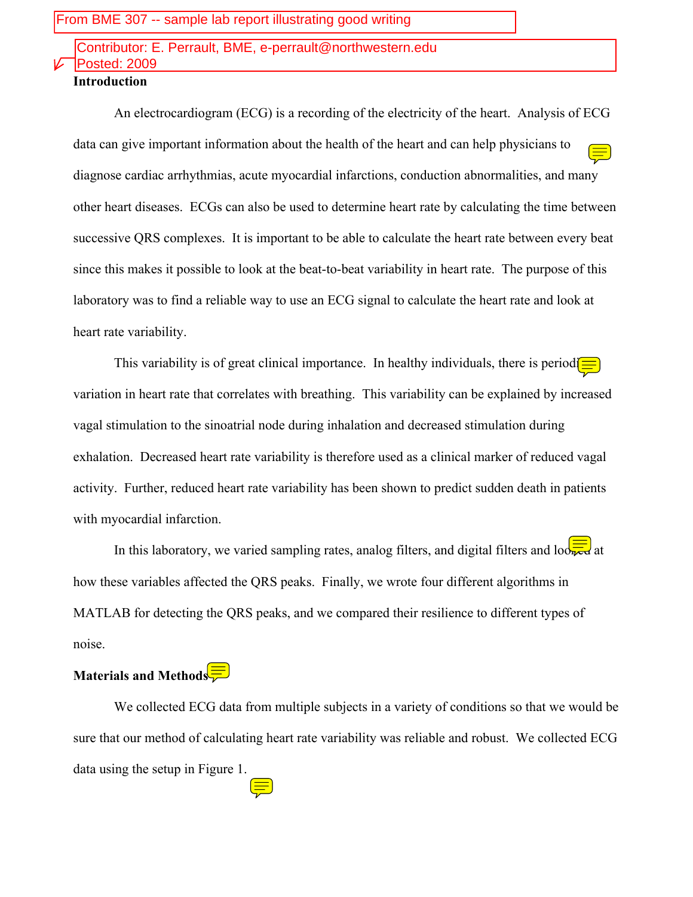From BME 307 -- sample lab report illustrating good writing

Contributor: E. Perrault, BME, e-perrault@northwestern.edu
Posted: 2009

## Introduction

An electrocardiogram (ECG) is a recording of the electricity of the heart. Analysis of ECG data can give important information about the health of the heart and can help physicians to diagnose cardiac arrhythmias, acute myocardial infarctions, conduction abnormalities, and many other heart diseases. ECGs can also be used to determine heart rate by calculating the time between successive QRS complexes. It is important to be able to calculate the heart rate between every beat since this makes it possible to look at the beat-to-beat variability in heart rate. The purpose of this laboratory was to find a reliable way to use an ECG signal to calculate the heart rate and look at heart rate variability.

This variability is of great clinical importance. In healthy individuals, there is periodic variation in heart rate that correlates with breathing. This variability can be explained by increased vagal stimulation to the sinoatrial node during inhalation and decreased stimulation during exhalation. Decreased heart rate variability is therefore used as a clinical marker of reduced vagal activity. Further, reduced heart rate variability has been shown to predict sudden death in patients with myocardial infarction.

In this laboratory, we varied sampling rates, analog filters, and digital filters and looked at how these variables affected the QRS peaks. Finally, we wrote four different algorithms in MATLAB for detecting the QRS peaks, and we compared their resilience to different types of noise.

## Materials and Methods

We collected ECG data from multiple subjects in a variety of conditions so that we would be sure that our method of calculating heart rate variability was reliable and robust. We collected ECG data using the setup in Figure 1.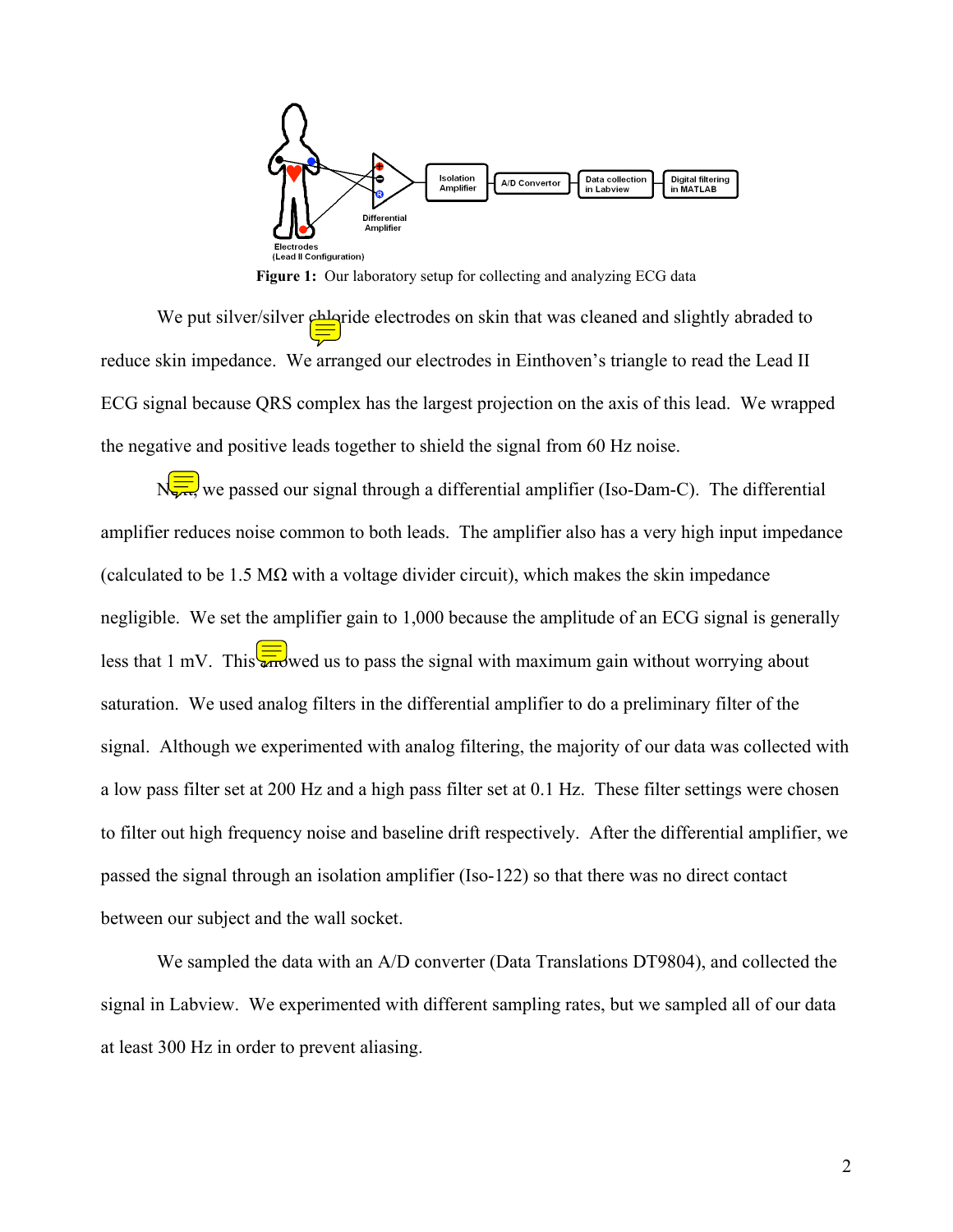**Figure 1:** Our laboratory setup for collecting and analyzing ECG data

We put silver/silver chloride electrodes on skin that was cleaned and slightly abraded to reduce skin impedance. We arranged our electrodes in Einthoven's triangle to read the Lead II ECG signal because QRS complex has the largest projection on the axis of this lead. We wrapped the negative and positive leads together to shield the signal from 60 Hz noise.

Next, we passed our signal through a differential amplifier (Iso-Dam-C). The differential amplifier reduces noise common to both leads. The amplifier also has a very high input impedance (calculated to be 1.5 MΩ with a voltage divider circuit), which makes the skin impedance negligible. We set the amplifier gain to 1,000 because the amplitude of an ECG signal is generally less that 1 mV. This allowed us to pass the signal with maximum gain without worrying about saturation. We used analog filters in the differential amplifier to do a preliminary filter of the signal. Although we experimented with analog filtering, the majority of our data was collected with a low pass filter set at 200 Hz and a high pass filter set at 0.1 Hz. These filter settings were chosen to filter out high frequency noise and baseline drift respectively. After the differential amplifier, we passed the signal through an isolation amplifier (Iso-122) so that there was no direct contact between our subject and the wall socket.

We sampled the data with an A/D converter (Data Translations DT9804), and collected the signal in Labview. We experimented with different sampling rates, but we sampled all of our data at least 300 Hz in order to prevent aliasing.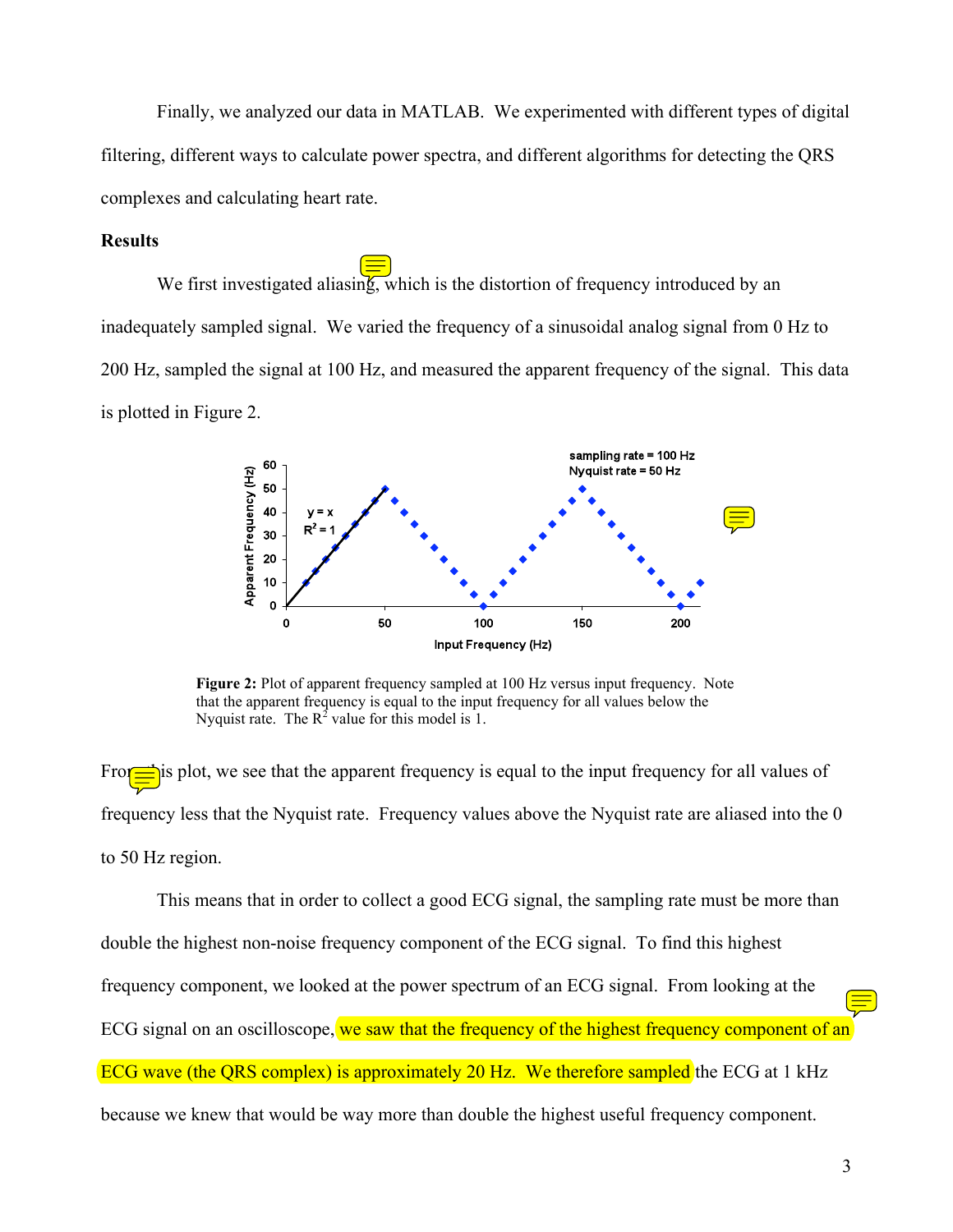Finally, we analyzed our data in MATLAB. We experimented with different types of digital filtering, different ways to calculate power spectra, and different algorithms for detecting the QRS complexes and calculating heart rate.

**Results**

We first investigated aliasing, which is the distortion of frequency introduced by an inadequately sampled signal. We varied the frequency of a sinusoidal analog signal from 0 Hz to 200 Hz, sampled the signal at 100 Hz, and measured the apparent frequency of the signal. This data is plotted in Figure 2.

**Figure 2:** Plot of apparent frequency sampled at 100 Hz versus input frequency. Note that the apparent frequency is equal to the input frequency for all values below the Nyquist rate. The $R^2$ value for this model is 1.

From this plot, we see that the apparent frequency is equal to the input frequency for all values of frequency less that the Nyquist rate. Frequency values above the Nyquist rate are aliased into the 0 to 50 Hz region.

This means that in order to collect a good ECG signal, the sampling rate must be more than double the highest non-noise frequency component of the ECG signal. To find this highest frequency component, we looked at the power spectrum of an ECG signal. From looking at the ECG signal on an oscilloscope, we saw that the frequency of the highest frequency component of an ECG wave (the QRS complex) is approximately 20 Hz. We therefore sampled the ECG at 1 kHz because we knew that would be way more than double the highest useful frequency component.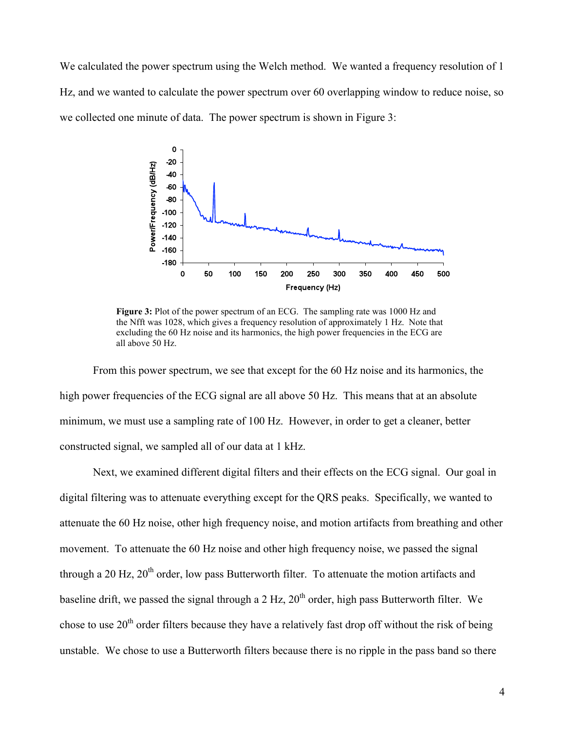We calculated the power spectrum using the Welch method. We wanted a frequency resolution of 1 Hz, and we wanted to calculate the power spectrum over 60 overlapping window to reduce noise, so we collected one minute of data. The power spectrum is shown in Figure 3:

**Figure 3:** Plot of the power spectrum of an ECG. The sampling rate was 1000 Hz and the Nfft was 1028, which gives a frequency resolution of approximately 1 Hz. Note that excluding the 60 Hz noise and its harmonics, the high power frequencies in the ECG are all above 50 Hz.

From this power spectrum, we see that except for the 60 Hz noise and its harmonics, the high power frequencies of the ECG signal are all above 50 Hz. This means that at an absolute minimum, we must use a sampling rate of 100 Hz. However, in order to get a cleaner, better constructed signal, we sampled all of our data at 1 kHz.

Next, we examined different digital filters and their effects on the ECG signal. Our goal in digital filtering was to attenuate everything except for the QRS peaks. Specifically, we wanted to attenuate the 60 Hz noise, other high frequency noise, and motion artifacts from breathing and other movement. To attenuate the 60 Hz noise and other high frequency noise, we passed the signal through a 20 Hz, 20$^{th}$ order, low pass Butterworth filter. To attenuate the motion artifacts and baseline drift, we passed the signal through a 2 Hz, 20$^{th}$ order, high pass Butterworth filter. We chose to use 20$^{th}$ order filters because they have a relatively fast drop off without the risk of being unstable. We chose to use a Butterworth filters because there is no ripple in the pass band so there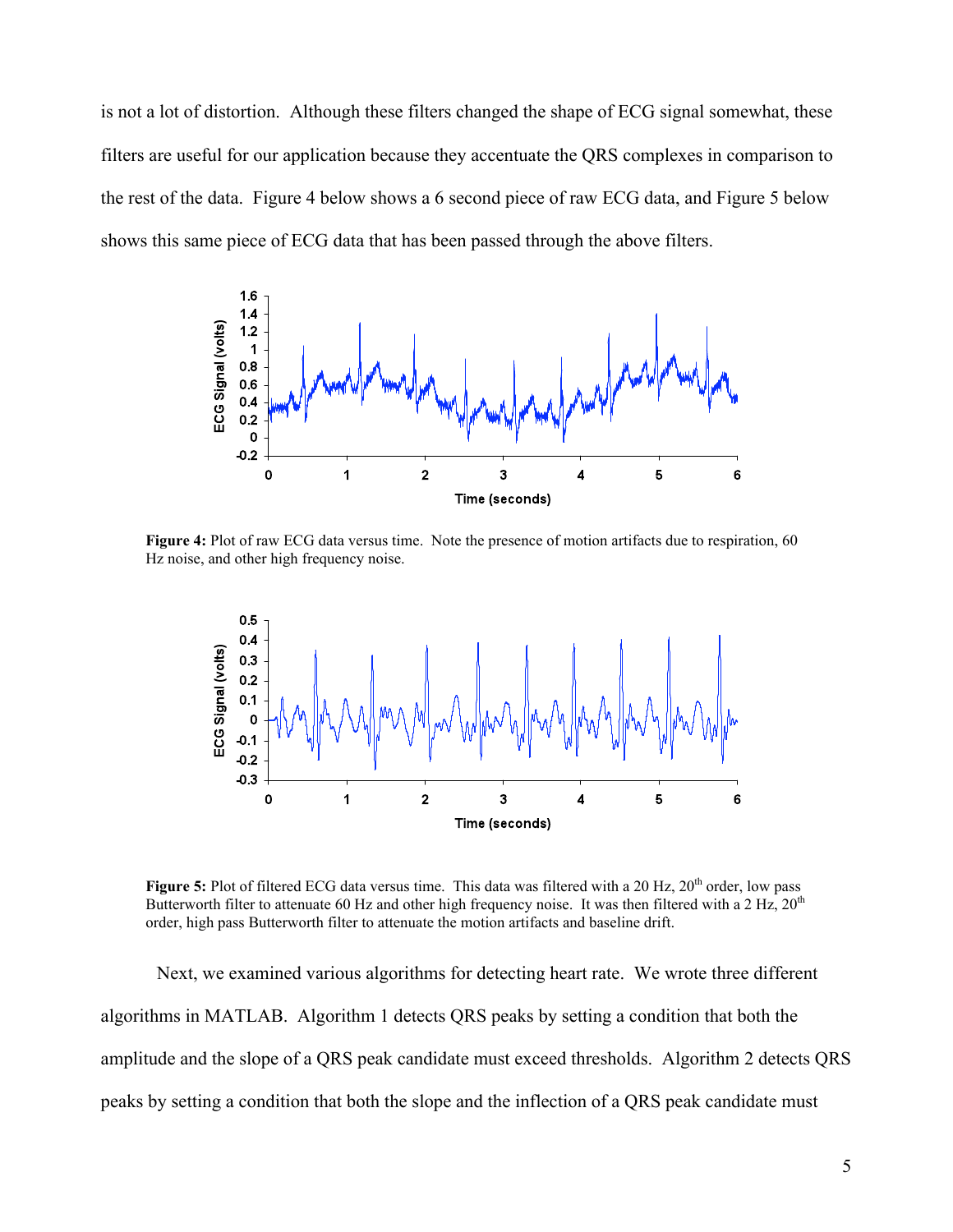is not a lot of distortion. Although these filters changed the shape of ECG signal somewhat, these filters are useful for our application because they accentuate the QRS complexes in comparison to the rest of the data. Figure 4 below shows a 6 second piece of raw ECG data, and Figure 5 below shows this same piece of ECG data that has been passed through the above filters.

**Figure 4:** Plot of raw ECG data versus time. Note the presence of motion artifacts due to respiration, 60 Hz noise, and other high frequency noise.

**Figure 5:** Plot of filtered ECG data versus time. This data was filtered with a 20 Hz, 20th order, low pass Butterworth filter to attenuate 60 Hz and other high frequency noise. It was then filtered with a 2 Hz, 20th order, high pass Butterworth filter to attenuate the motion artifacts and baseline drift.

Next, we examined various algorithms for detecting heart rate. We wrote three different algorithms in MATLAB. Algorithm 1 detects QRS peaks by setting a condition that both the amplitude and the slope of a QRS peak candidate must exceed thresholds. Algorithm 2 detects QRS peaks by setting a condition that both the slope and the inflection of a QRS peak candidate must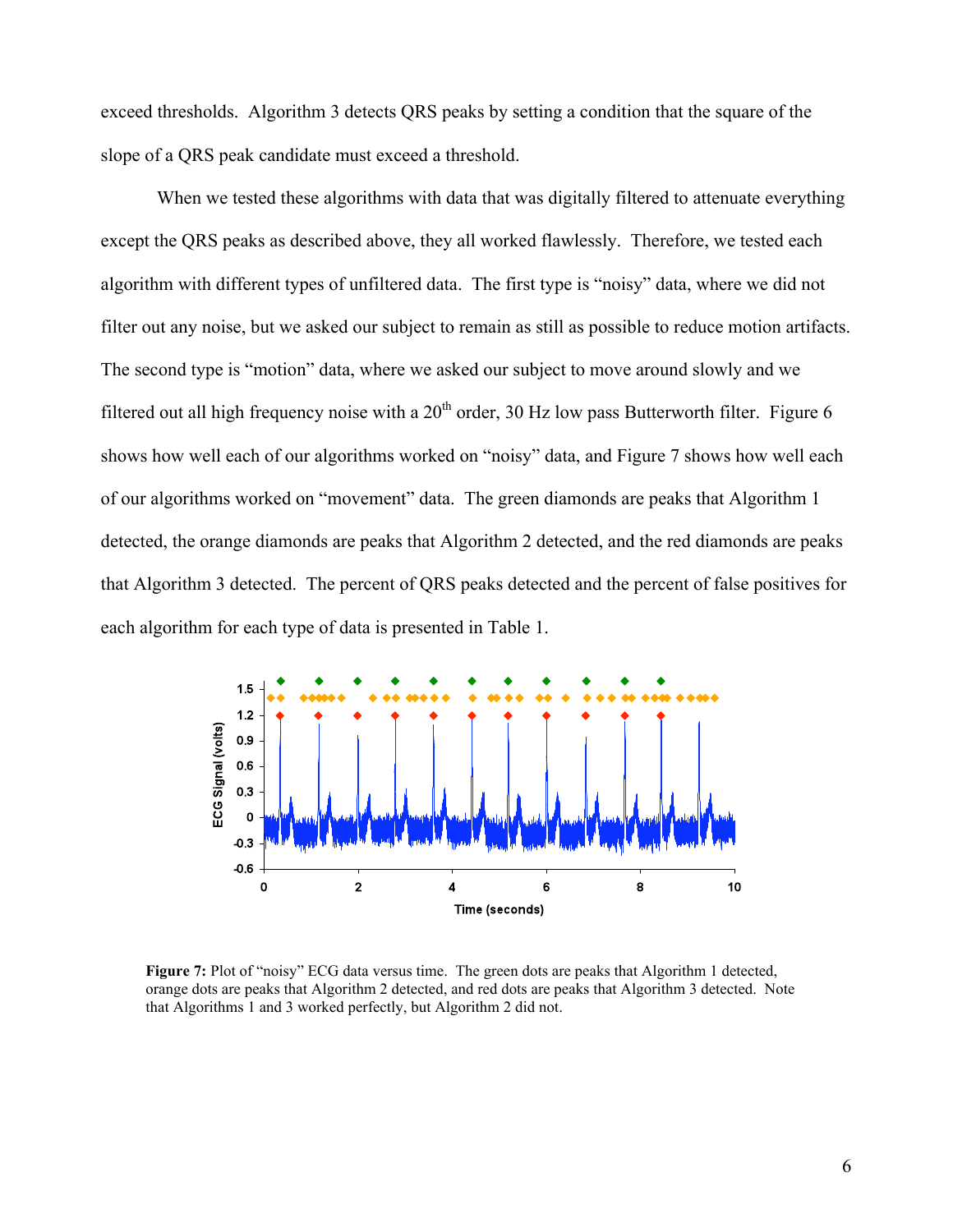exceed thresholds. Algorithm 3 detects QRS peaks by setting a condition that the square of the slope of a QRS peak candidate must exceed a threshold.

When we tested these algorithms with data that was digitally filtered to attenuate everything except the QRS peaks as described above, they all worked flawlessly. Therefore, we tested each algorithm with different types of unfiltered data. The first type is "noisy" data, where we did not filter out any noise, but we asked our subject to remain as still as possible to reduce motion artifacts. The second type is "motion" data, where we asked our subject to move around slowly and we filtered out all high frequency noise with a 20th order, 30 Hz low pass Butterworth filter. Figure 6 shows how well each of our algorithms worked on "noisy" data, and Figure 7 shows how well each of our algorithms worked on "movement" data. The green diamonds are peaks that Algorithm 1 detected, the orange diamonds are peaks that Algorithm 2 detected, and the red diamonds are peaks that Algorithm 3 detected. The percent of QRS peaks detected and the percent of false positives for each algorithm for each type of data is presented in Table 1.

**Figure 7:** Plot of "noisy" ECG data versus time. The green dots are peaks that Algorithm 1 detected, orange dots are peaks that Algorithm 2 detected, and red dots are peaks that Algorithm 3 detected. Note that Algorithms 1 and 3 worked perfectly, but Algorithm 2 did not.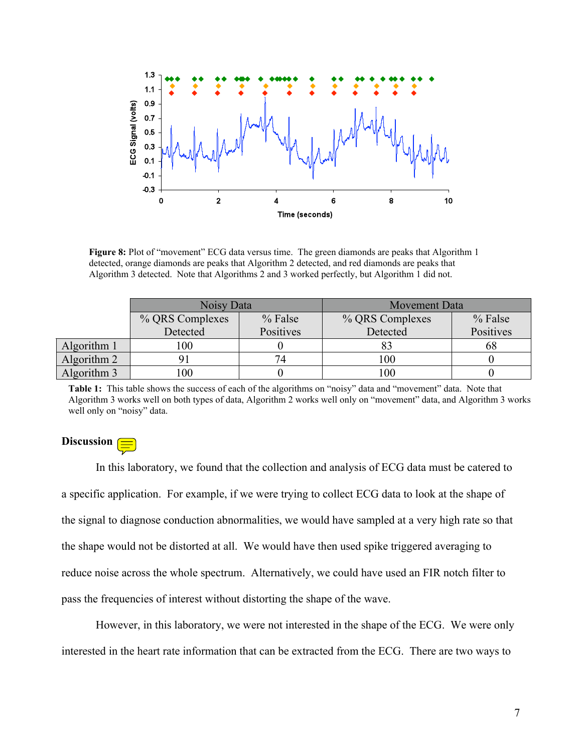**Figure 8:** Plot of "movement" ECG data versus time. The green diamonds are peaks that Algorithm 1 detected, orange diamonds are peaks that Algorithm 2 detected, and red diamonds are peaks that Algorithm 3 detected. Note that Algorithms 2 and 3 worked perfectly, but Algorithm 1 did not.

| | Noisy Data | | Movement Data | |
|---|---|---|---|---|
| | % QRS Complexes Detected | % False Positives | % QRS Complexes Detected | % False Positives |
| Algorithm 1 | 100 | 0 | 83 | 68 |
| Algorithm 2 | 91 | 74 | 100 | 0 |
| Algorithm 3 | 100 | 0 | 100 | 0 |

**Table 1:** This table shows the success of each of the algorithms on "noisy" data and "movement" data. Note that Algorithm 3 works well on both types of data, Algorithm 2 works well only on "movement" data, and Algorithm 3 works well only on "noisy" data.

## Discussion

In this laboratory, we found that the collection and analysis of ECG data must be catered to a specific application. For example, if we were trying to collect ECG data to look at the shape of the signal to diagnose conduction abnormalities, we would have sampled at a very high rate so that the shape would not be distorted at all. We would have then used spike triggered averaging to reduce noise across the whole spectrum. Alternatively, we could have used an FIR notch filter to pass the frequencies of interest without distorting the shape of the wave.

However, in this laboratory, we were not interested in the shape of the ECG. We were only interested in the heart rate information that can be extracted from the ECG. There are two ways to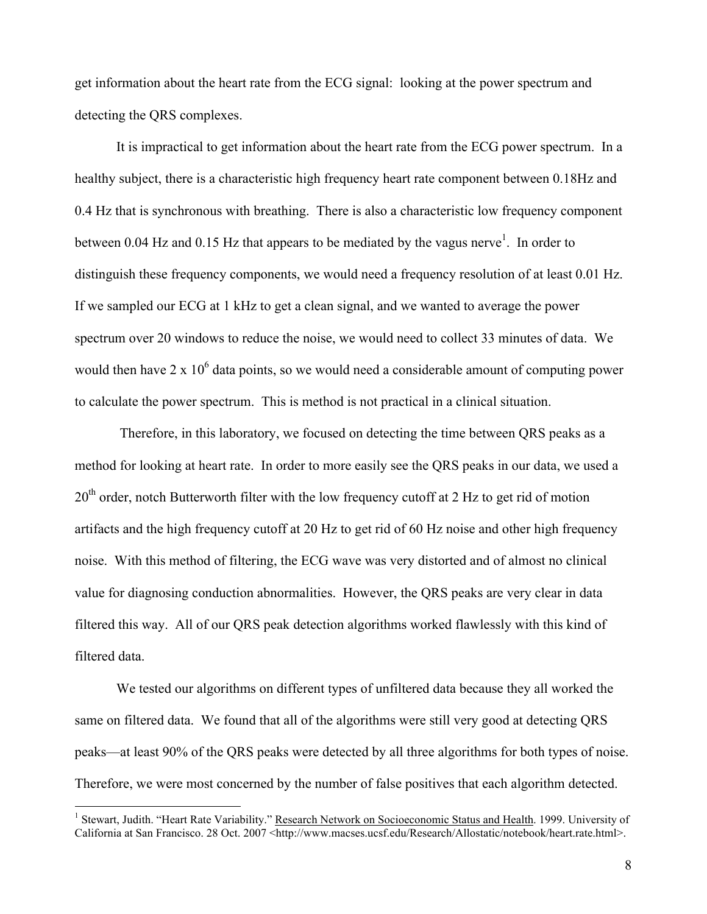get information about the heart rate from the ECG signal: looking at the power spectrum and detecting the QRS complexes.

It is impractical to get information about the heart rate from the ECG power spectrum. In a healthy subject, there is a characteristic high frequency heart rate component between 0.18Hz and 0.4 Hz that is synchronous with breathing. There is also a characteristic low frequency component between 0.04 Hz and 0.15 Hz that appears to be mediated by the vagus nerve[1]. In order to distinguish these frequency components, we would need a frequency resolution of at least 0.01 Hz. If we sampled our ECG at 1 kHz to get a clean signal, and we wanted to average the power spectrum over 20 windows to reduce the noise, we would need to collect 33 minutes of data. We would then have $2 \times 10^6$ data points, so we would need a considerable amount of computing power to calculate the power spectrum. This is method is not practical in a clinical situation.

Therefore, in this laboratory, we focused on detecting the time between QRS peaks as a method for looking at heart rate. In order to more easily see the QRS peaks in our data, we used a $20^{th}$ order, notch Butterworth filter with the low frequency cutoff at 2 Hz to get rid of motion artifacts and the high frequency cutoff at 20 Hz to get rid of 60 Hz noise and other high frequency noise. With this method of filtering, the ECG wave was very distorted and of almost no clinical value for diagnosing conduction abnormalities. However, the QRS peaks are very clear in data filtered this way. All of our QRS peak detection algorithms worked flawlessly with this kind of filtered data.

We tested our algorithms on different types of unfiltered data because they all worked the same on filtered data. We found that all of the algorithms were still very good at detecting QRS peaks—at least 90% of the QRS peaks were detected by all three algorithms for both types of noise. Therefore, we were most concerned by the number of false positives that each algorithm detected.

[1] Stewart, Judith. "Heart Rate Variability." Research Network on Socioeconomic Status and Health. 1999. University of California at San Francisco. 28 Oct. 2007 <http://www.macses.ucsf.edu/Research/Allostatic/notebook/heart.rate.html>.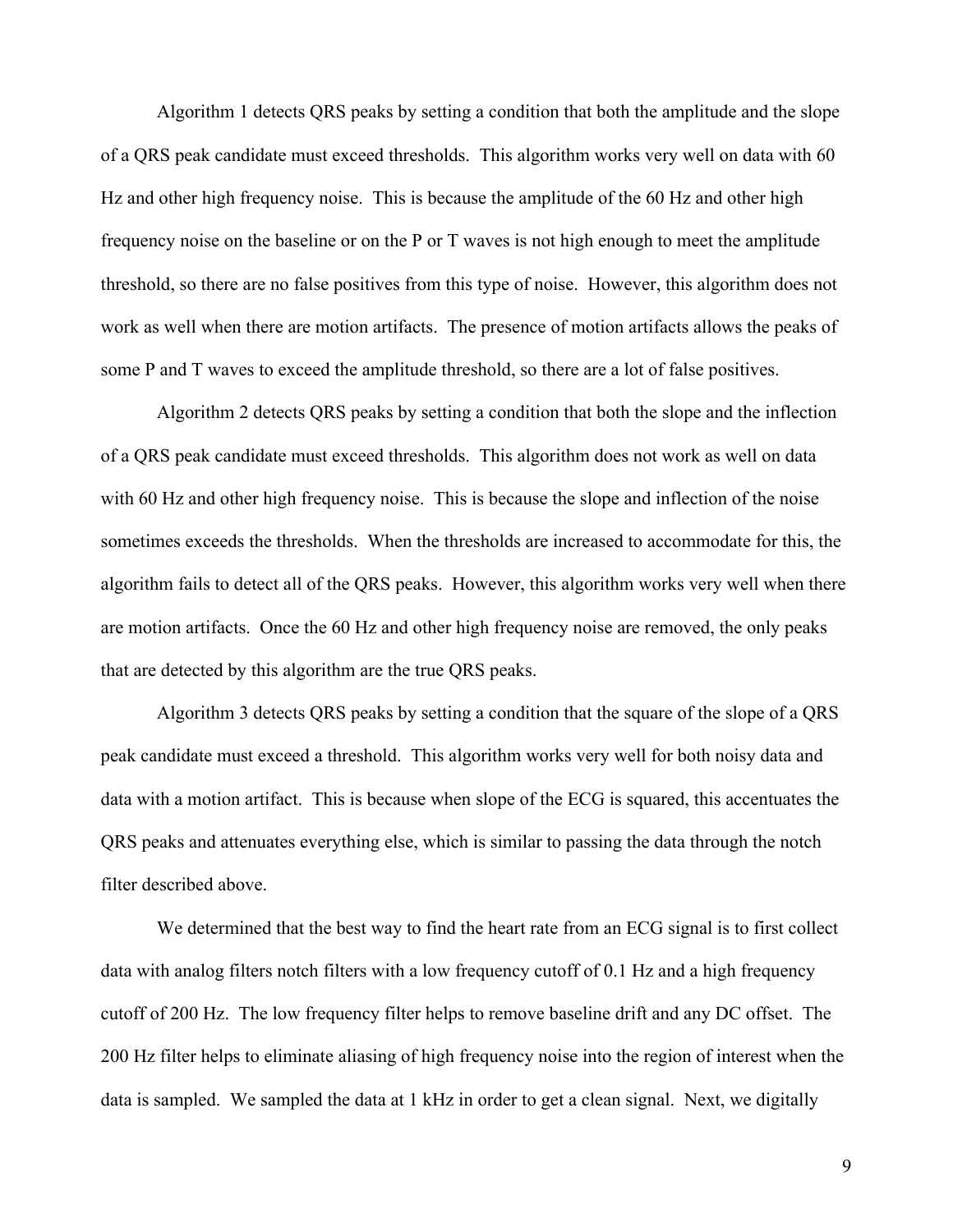Algorithm 1 detects QRS peaks by setting a condition that both the amplitude and the slope of a QRS peak candidate must exceed thresholds. This algorithm works very well on data with 60 Hz and other high frequency noise. This is because the amplitude of the 60 Hz and other high frequency noise on the baseline or on the P or T waves is not high enough to meet the amplitude threshold, so there are no false positives from this type of noise. However, this algorithm does not work as well when there are motion artifacts. The presence of motion artifacts allows the peaks of some P and T waves to exceed the amplitude threshold, so there are a lot of false positives.

Algorithm 2 detects QRS peaks by setting a condition that both the slope and the inflection of a QRS peak candidate must exceed thresholds. This algorithm does not work as well on data with 60 Hz and other high frequency noise. This is because the slope and inflection of the noise sometimes exceeds the thresholds. When the thresholds are increased to accommodate for this, the algorithm fails to detect all of the QRS peaks. However, this algorithm works very well when there are motion artifacts. Once the 60 Hz and other high frequency noise are removed, the only peaks that are detected by this algorithm are the true QRS peaks.

Algorithm 3 detects QRS peaks by setting a condition that the square of the slope of a QRS peak candidate must exceed a threshold. This algorithm works very well for both noisy data and data with a motion artifact. This is because when slope of the ECG is squared, this accentuates the QRS peaks and attenuates everything else, which is similar to passing the data through the notch filter described above.

We determined that the best way to find the heart rate from an ECG signal is to first collect data with analog filters notch filters with a low frequency cutoff of 0.1 Hz and a high frequency cutoff of 200 Hz. The low frequency filter helps to remove baseline drift and any DC offset. The 200 Hz filter helps to eliminate aliasing of high frequency noise into the region of interest when the data is sampled. We sampled the data at 1 kHz in order to get a clean signal. Next, we digitally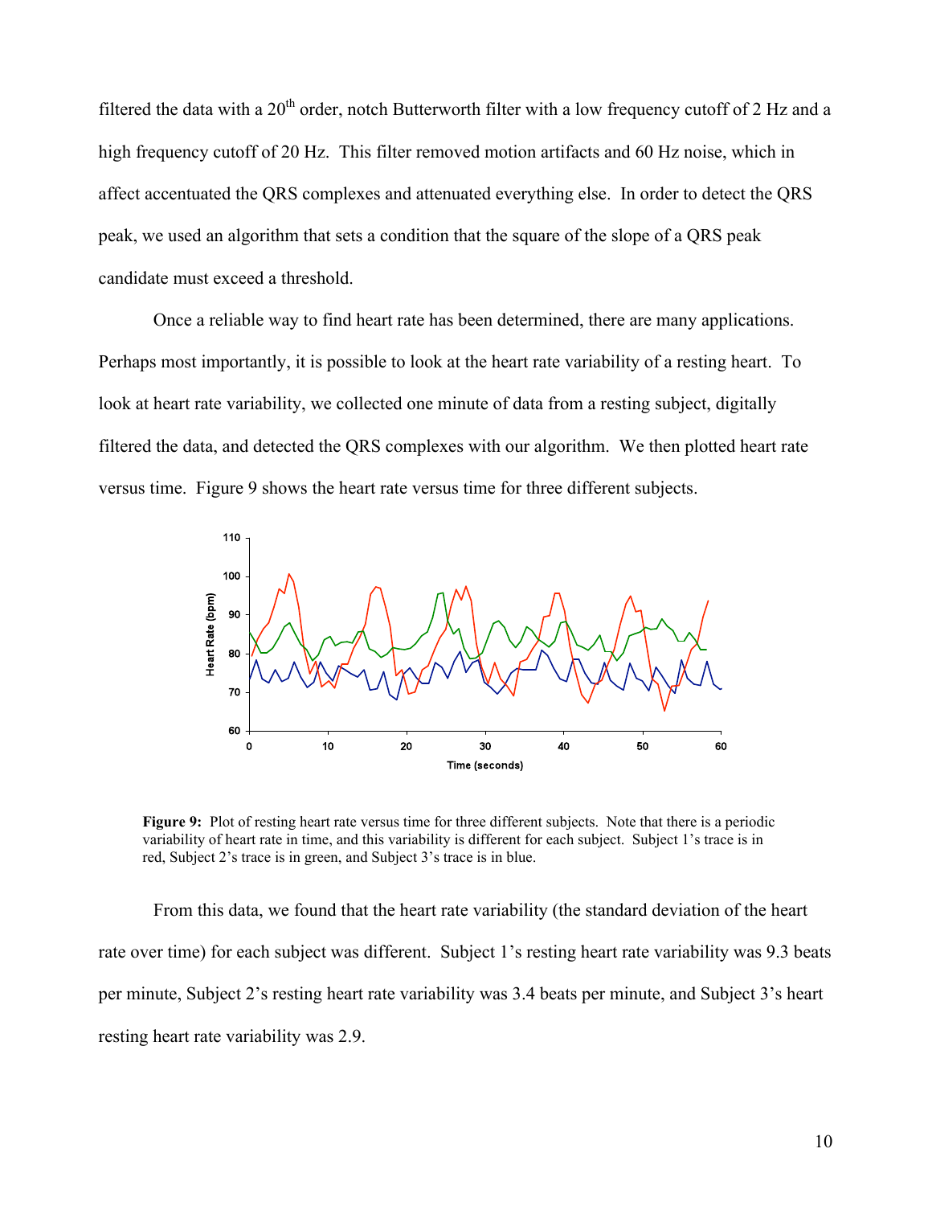filtered the data with a 20th order, notch Butterworth filter with a low frequency cutoff of 2 Hz and a high frequency cutoff of 20 Hz. This filter removed motion artifacts and 60 Hz noise, which in affect accentuated the QRS complexes and attenuated everything else. In order to detect the QRS peak, we used an algorithm that sets a condition that the square of the slope of a QRS peak candidate must exceed a threshold.

Once a reliable way to find heart rate has been determined, there are many applications. Perhaps most importantly, it is possible to look at the heart rate variability of a resting heart. To look at heart rate variability, we collected one minute of data from a resting subject, digitally filtered the data, and detected the QRS complexes with our algorithm. We then plotted heart rate versus time. Figure 9 shows the heart rate versus time for three different subjects.

**Figure 9:** Plot of resting heart rate versus time for three different subjects. Note that there is a periodic variability of heart rate in time, and this variability is different for each subject. Subject 1's trace is in red, Subject 2's trace is in green, and Subject 3's trace is in blue.

From this data, we found that the heart rate variability (the standard deviation of the heart rate over time) for each subject was different. Subject 1's resting heart rate variability was 9.3 beats per minute, Subject 2's resting heart rate variability was 3.4 beats per minute, and Subject 3's heart resting heart rate variability was 2.9.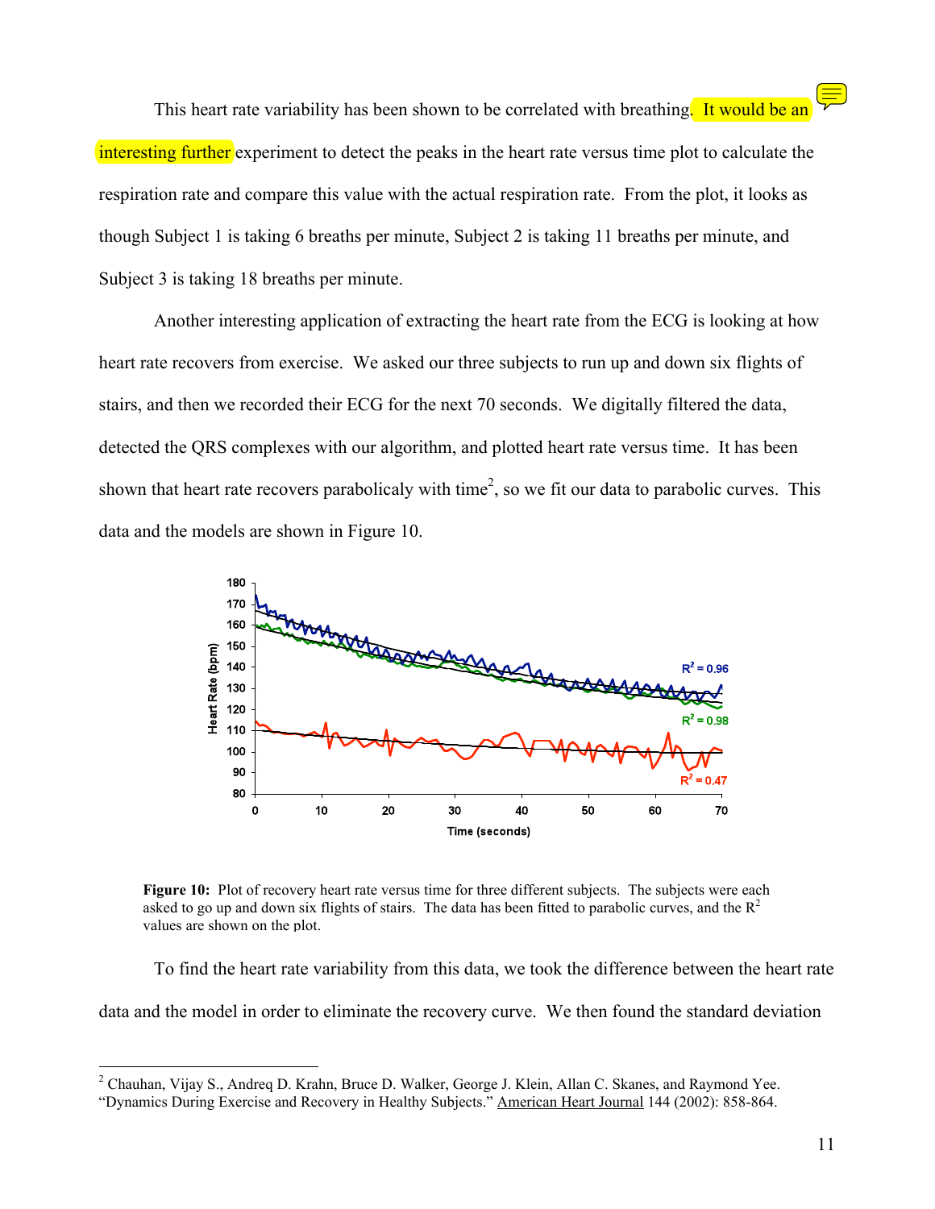This heart rate variability has been shown to be correlated with breathing. It would be an interesting further experiment to detect the peaks in the heart rate versus time plot to calculate the respiration rate and compare this value with the actual respiration rate. From the plot, it looks as though Subject 1 is taking 6 breaths per minute, Subject 2 is taking 11 breaths per minute, and Subject 3 is taking 18 breaths per minute.

Another interesting application of extracting the heart rate from the ECG is looking at how heart rate recovers from exercise. We asked our three subjects to run up and down six flights of stairs, and then we recorded their ECG for the next 70 seconds. We digitally filtered the data, detected the QRS complexes with our algorithm, and plotted heart rate versus time. It has been shown that heart rate recovers parabolicaly with time[2], so we fit our data to parabolic curves. This data and the models are shown in Figure 10.

**Figure 10:** Plot of recovery heart rate versus time for three different subjects. The subjects were each asked to go up and down six flights of stairs. The data has been fitted to parabolic curves, and the $R^2$ values are shown on the plot.

To find the heart rate variability from this data, we took the difference between the heart rate data and the model in order to eliminate the recovery curve. We then found the standard deviation

---

[2] Chauhan, Vijay S., Andreq D. Krahn, Bruce D. Walker, George J. Klein, Allan C. Skanes, and Raymond Yee. "Dynamics During Exercise and Recovery in Healthy Subjects." American Heart Journal 144 (2002): 858-864.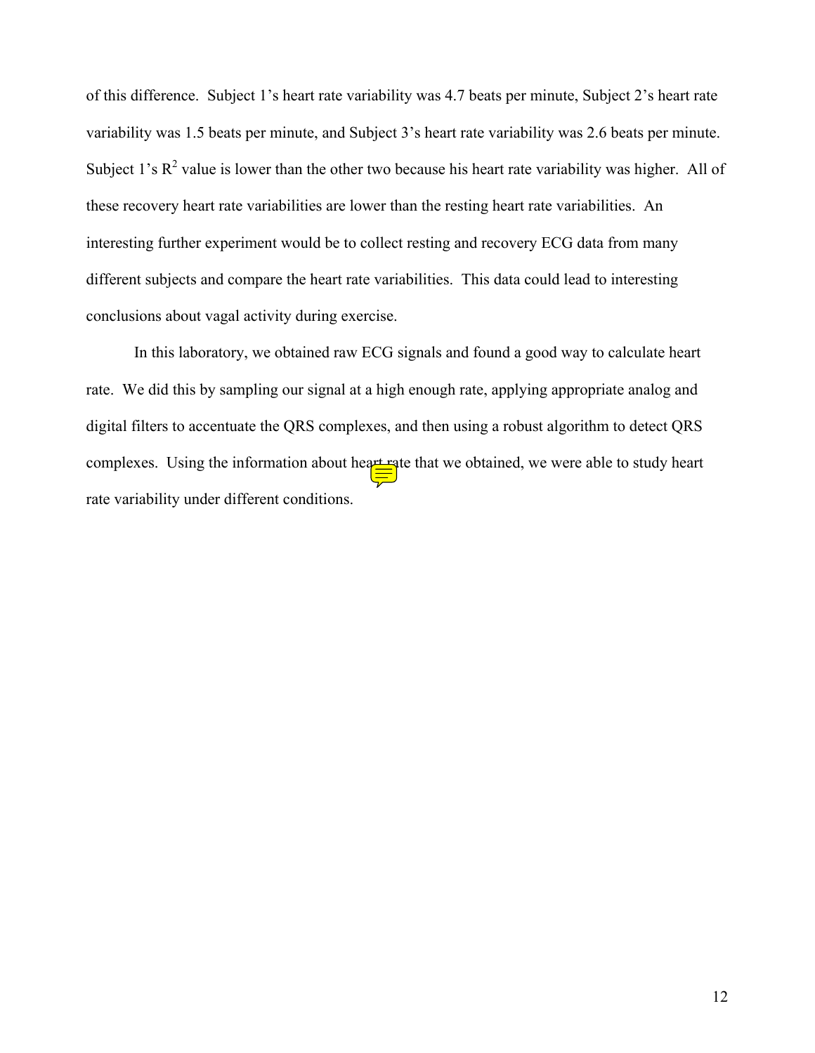of this difference. Subject 1's heart rate variability was 4.7 beats per minute, Subject 2's heart rate variability was 1.5 beats per minute, and Subject 3's heart rate variability was 2.6 beats per minute. Subject 1's $R^2$ value is lower than the other two because his heart rate variability was higher. All of these recovery heart rate variabilities are lower than the resting heart rate variabilities. An interesting further experiment would be to collect resting and recovery ECG data from many different subjects and compare the heart rate variabilities. This data could lead to interesting conclusions about vagal activity during exercise.

In this laboratory, we obtained raw ECG signals and found a good way to calculate heart rate. We did this by sampling our signal at a high enough rate, applying appropriate analog and digital filters to accentuate the QRS complexes, and then using a robust algorithm to detect QRS complexes. Using the information about heart rate that we obtained, we were able to study heart rate variability under different conditions.